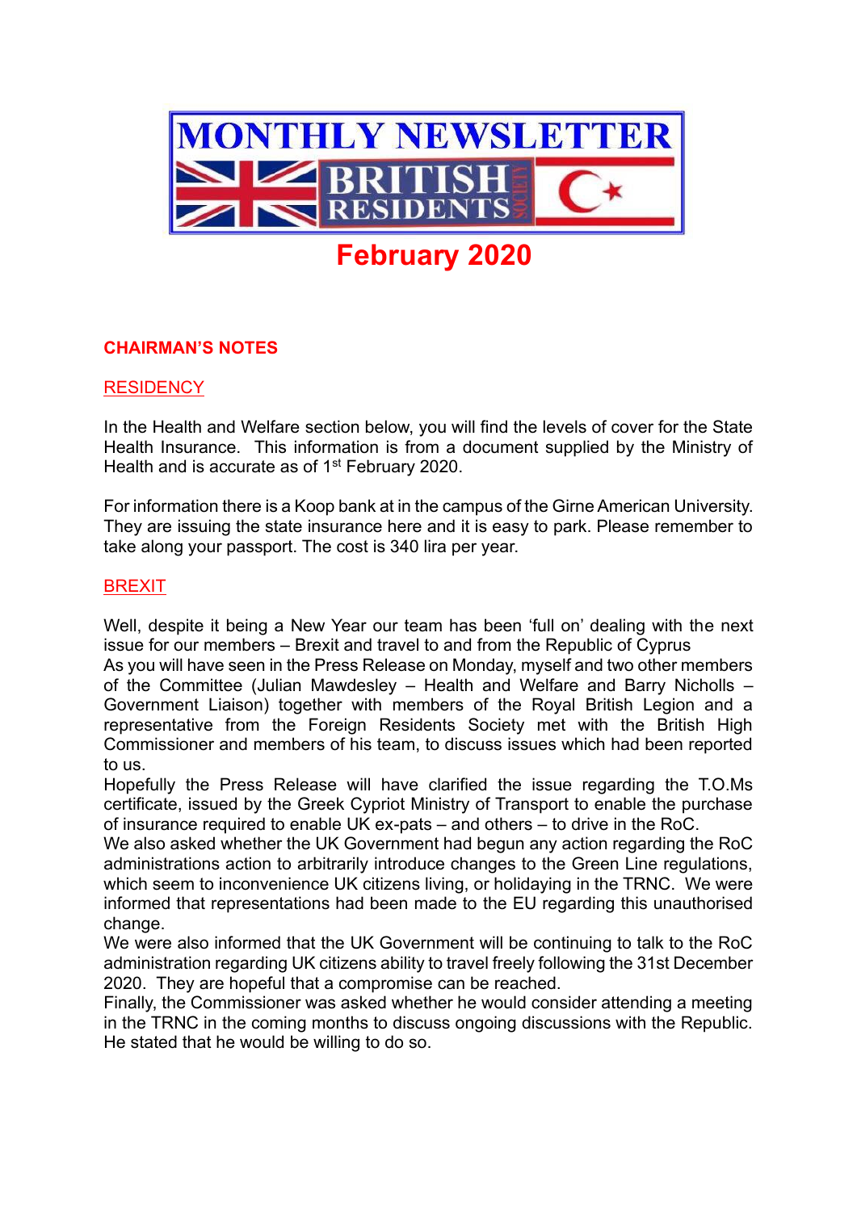# MONTHLY NEWSLETTER BRITISH RESIDENTS SOCIETY

## February 2020

### CHAIRMAN'S NOTES

#### RESIDENCY

In the Health and Welfare section below, you will find the levels of cover for the State Health Insurance. This information is from a document supplied by the Ministry of Health and is accurate as of 1st February 2020.

For information there is a Koop bank at in the campus of the Girne American University. They are issuing the state insurance here and it is easy to park. Please remember to take along your passport. The cost is 340 lira per year.

#### BREXIT

Well, despite it being a New Year our team has been 'full on' dealing with the next issue for our members – Brexit and travel to and from the Republic of Cyprus

As you will have seen in the Press Release on Monday, myself and two other members of the Committee (Julian Mawdesley – Health and Welfare and Barry Nicholls – Government Liaison) together with members of the Royal British Legion and a representative from the Foreign Residents Society met with the British High Commissioner and members of his team, to discuss issues which had been reported to us.

Hopefully the Press Release will have clarified the issue regarding the T.O.Ms certificate, issued by the Greek Cypriot Ministry of Transport to enable the purchase of insurance required to enable UK ex-pats – and others – to drive in the RoC.

We also asked whether the UK Government had begun any action regarding the RoC administrations action to arbitrarily introduce changes to the Green Line regulations, which seem to inconvenience UK citizens living, or holidaying in the TRNC. We were informed that representations had been made to the EU regarding this unauthorised change.

We were also informed that the UK Government will be continuing to talk to the RoC administration regarding UK citizens ability to travel freely following the 31st December 2020. They are hopeful that a compromise can be reached.

Finally, the Commissioner was asked whether he would consider attending a meeting in the TRNC in the coming months to discuss ongoing discussions with the Republic. He stated that he would be willing to do so.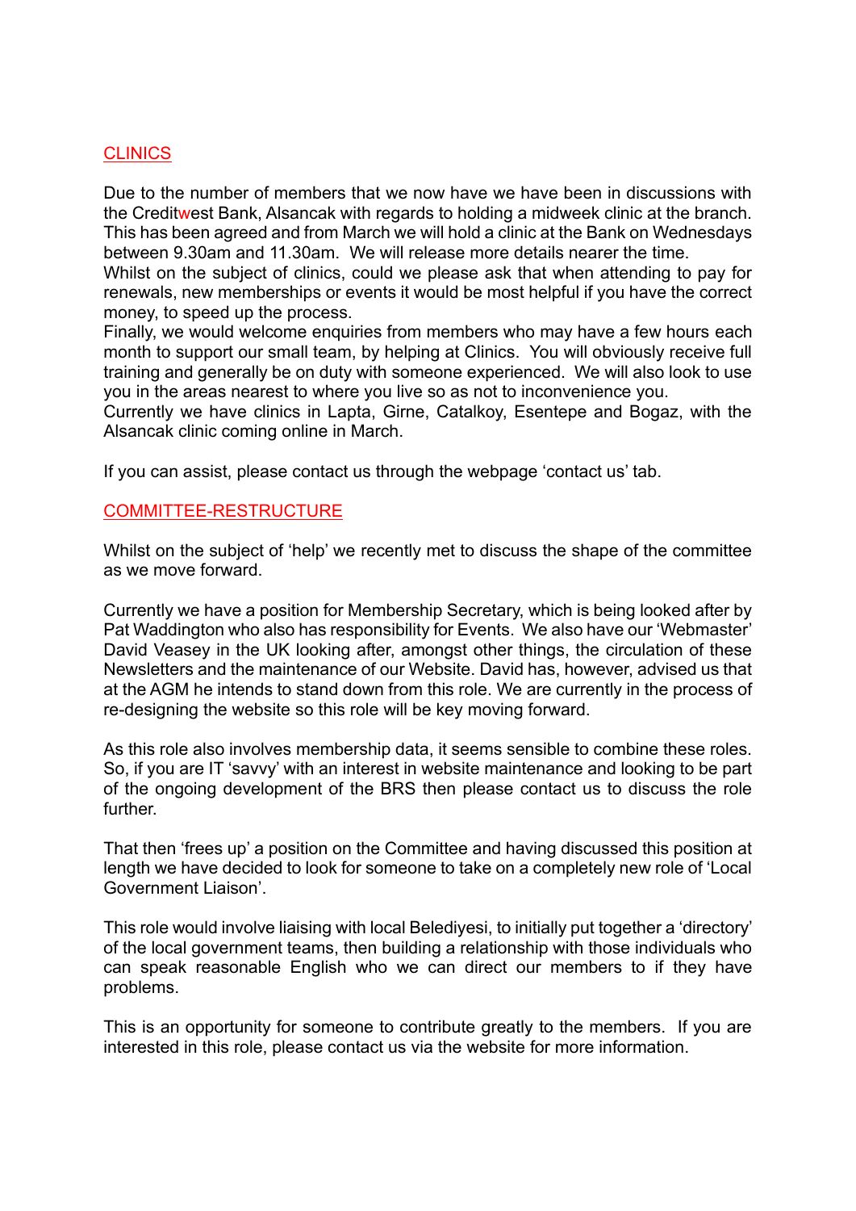## CLINICS

Due to the number of members that we now have we have been in discussions with the Creditwest Bank, Alsancak with regards to holding a midweek clinic at the branch. This has been agreed and from March we will hold a clinic at the Bank on Wednesdays between 9.30am and 11.30am. We will release more details nearer the time.
Whilst on the subject of clinics, could we please ask that when attending to pay for renewals, new memberships or events it would be most helpful if you have the correct money, to speed up the process.
Finally, we would welcome enquiries from members who may have a few hours each month to support our small team, by helping at Clinics. You will obviously receive full training and generally be on duty with someone experienced. We will also look to use you in the areas nearest to where you live so as not to inconvenience you.
Currently we have clinics in Lapta, Girne, Catalkoy, Esentepe and Bogaz, with the Alsancak clinic coming online in March.

If you can assist, please contact us through the webpage 'contact us' tab.

## COMMITTEE-RESTRUCTURE

Whilst on the subject of 'help' we recently met to discuss the shape of the committee as we move forward.

Currently we have a position for Membership Secretary, which is being looked after by Pat Waddington who also has responsibility for Events. We also have our 'Webmaster' David Veasey in the UK looking after, amongst other things, the circulation of these Newsletters and the maintenance of our Website. David has, however, advised us that at the AGM he intends to stand down from this role. We are currently in the process of re-designing the website so this role will be key moving forward.

As this role also involves membership data, it seems sensible to combine these roles. So, if you are IT 'savvy' with an interest in website maintenance and looking to be part of the ongoing development of the BRS then please contact us to discuss the role further.

That then 'frees up' a position on the Committee and having discussed this position at length we have decided to look for someone to take on a completely new role of 'Local Government Liaison'.

This role would involve liaising with local Belediyesi, to initially put together a 'directory' of the local government teams, then building a relationship with those individuals who can speak reasonable English who we can direct our members to if they have problems.

This is an opportunity for someone to contribute greatly to the members. If you are interested in this role, please contact us via the website for more information.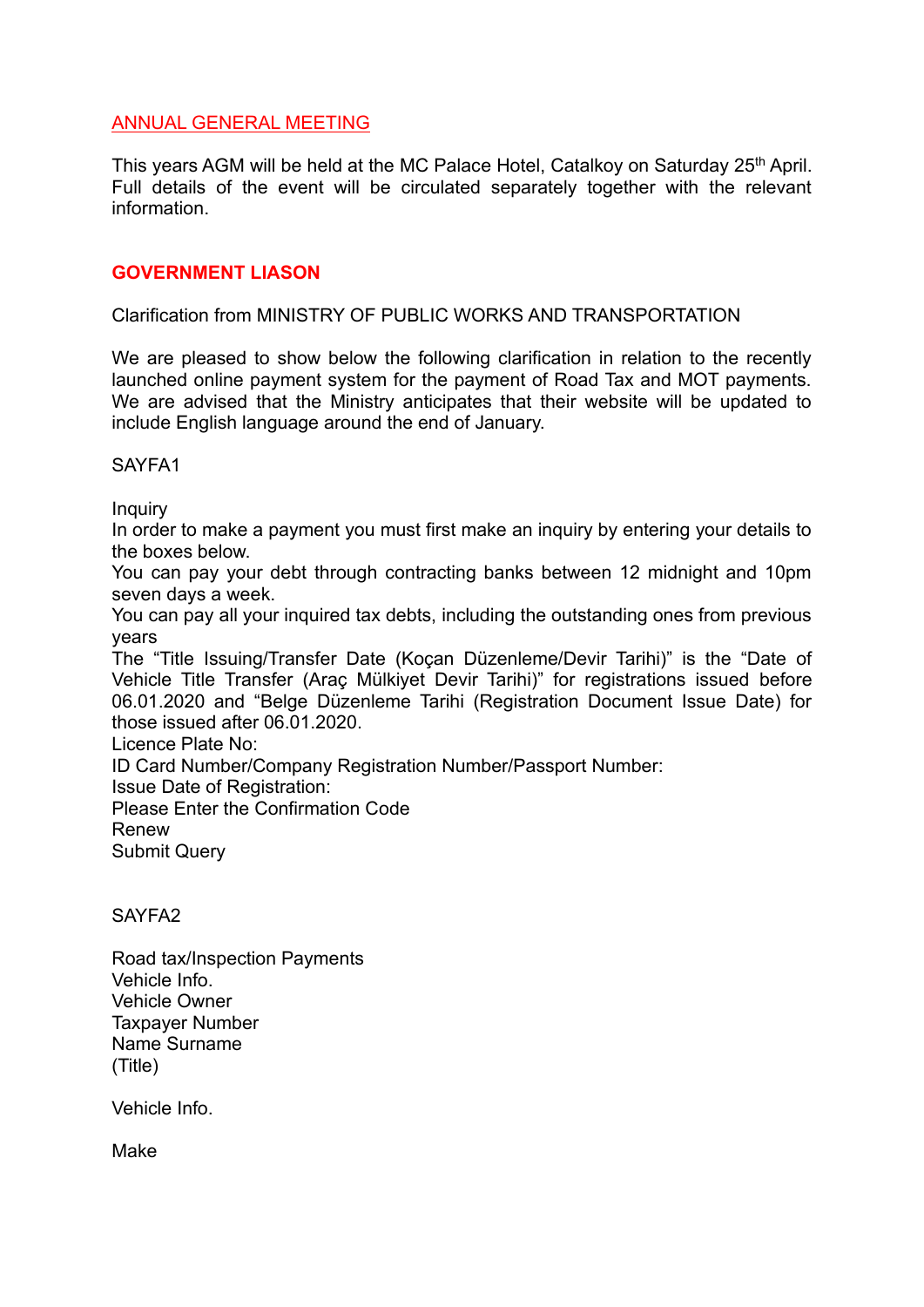## ANNUAL GENERAL MEETING

This years AGM will be held at the MC Palace Hotel, Catalkoy on Saturday 25th April. Full details of the event will be circulated separately together with the relevant information.

## GOVERNMENT LIASON

Clarification from MINISTRY OF PUBLIC WORKS AND TRANSPORTATION

We are pleased to show below the following clarification in relation to the recently launched online payment system for the payment of Road Tax and MOT payments. We are advised that the Ministry anticipates that their website will be updated to include English language around the end of January.

SAYFA1

Inquiry
In order to make a payment you must first make an inquiry by entering your details to the boxes below.
You can pay your debt through contracting banks between 12 midnight and 10pm seven days a week.
You can pay all your inquired tax debts, including the outstanding ones from previous years
The "Title Issuing/Transfer Date (Koçan Düzenleme/Devir Tarihi)" is the "Date of Vehicle Title Transfer (Araç Mülkiyet Devir Tarihi)" for registrations issued before 06.01.2020 and "Belge Düzenleme Tarihi (Registration Document Issue Date) for those issued after 06.01.2020.
Licence Plate No:
ID Card Number/Company Registration Number/Passport Number:
Issue Date of Registration:
Please Enter the Confirmation Code
Renew
Submit Query

SAYFA2

Road tax/Inspection Payments
Vehicle Info.
Vehicle Owner
Taxpayer Number
Name Surname
(Title)

Vehicle Info.

Make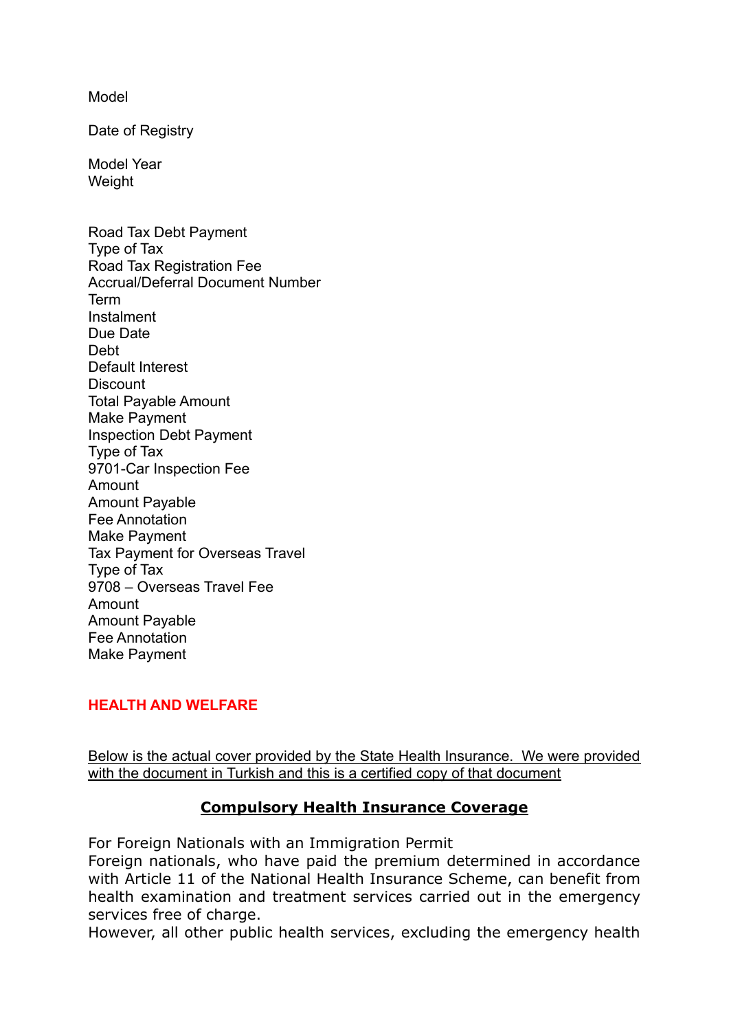Model

Date of Registry

Model Year
Weight

Road Tax Debt Payment
Type of Tax
Road Tax Registration Fee
Accrual/Deferral Document Number
Term
Instalment
Due Date
Debt
Default Interest
Discount
Total Payable Amount
Make Payment
Inspection Debt Payment
Type of Tax
9701-Car Inspection Fee
Amount
Amount Payable
Fee Annotation
Make Payment
Tax Payment for Overseas Travel
Type of Tax
9708 – Overseas Travel Fee
Amount
Amount Payable
Fee Annotation
Make Payment

## HEALTH AND WELFARE

Below is the actual cover provided by the State Health Insurance. We were provided with the document in Turkish and this is a certified copy of that document

### Compulsory Health Insurance Coverage

For Foreign Nationals with an Immigration Permit
Foreign nationals, who have paid the premium determined in accordance with Article 11 of the National Health Insurance Scheme, can benefit from health examination and treatment services carried out in the emergency services free of charge.
However, all other public health services, excluding the emergency health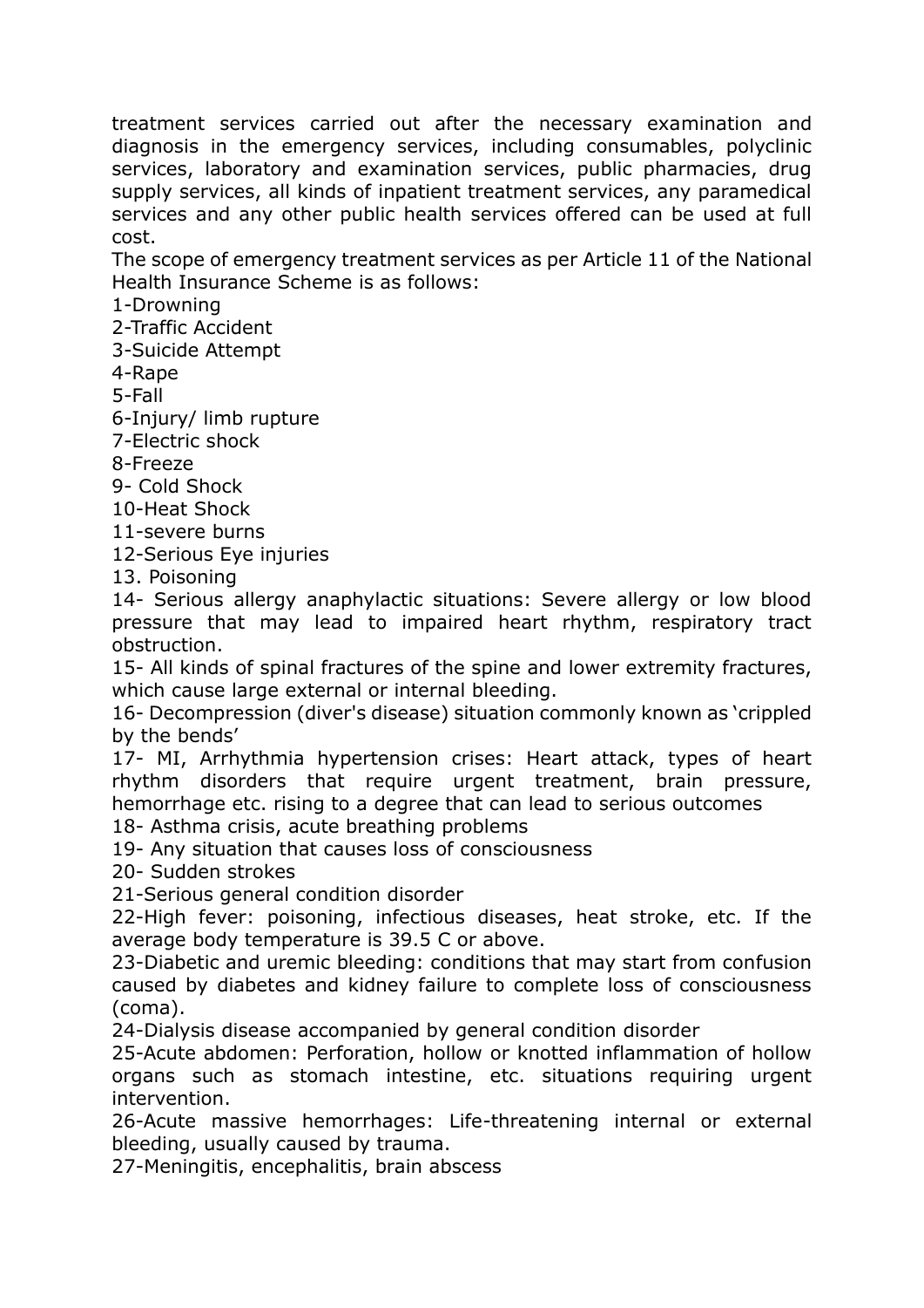treatment services carried out after the necessary examination and diagnosis in the emergency services, including consumables, polyclinic services, laboratory and examination services, public pharmacies, drug supply services, all kinds of inpatient treatment services, any paramedical services and any other public health services offered can be used at full cost.

The scope of emergency treatment services as per Article 11 of the National Health Insurance Scheme is as follows:

1-Drowning
2-Traffic Accident
3-Suicide Attempt
4-Rape
5-Fall
6-Injury/ limb rupture
7-Electric shock
8-Freeze
9- Cold Shock
10-Heat Shock
11-severe burns
12-Serious Eye injuries
13. Poisoning
14- Serious allergy anaphylactic situations: Severe allergy or low blood pressure that may lead to impaired heart rhythm, respiratory tract obstruction.
15- All kinds of spinal fractures of the spine and lower extremity fractures, which cause large external or internal bleeding.
16- Decompression (diver's disease) situation commonly known as 'crippled by the bends'
17- MI, Arrhythmia hypertension crises: Heart attack, types of heart rhythm disorders that require urgent treatment, brain pressure, hemorrhage etc. rising to a degree that can lead to serious outcomes
18- Asthma crisis, acute breathing problems
19- Any situation that causes loss of consciousness
20- Sudden strokes
21-Serious general condition disorder
22-High fever: poisoning, infectious diseases, heat stroke, etc. If the average body temperature is 39.5 C or above.
23-Diabetic and uremic bleeding: conditions that may start from confusion caused by diabetes and kidney failure to complete loss of consciousness (coma).
24-Dialysis disease accompanied by general condition disorder
25-Acute abdomen: Perforation, hollow or knotted inflammation of hollow organs such as stomach intestine, etc. situations requiring urgent intervention.
26-Acute massive hemorrhages: Life-threatening internal or external bleeding, usually caused by trauma.
27-Meningitis, encephalitis, brain abscess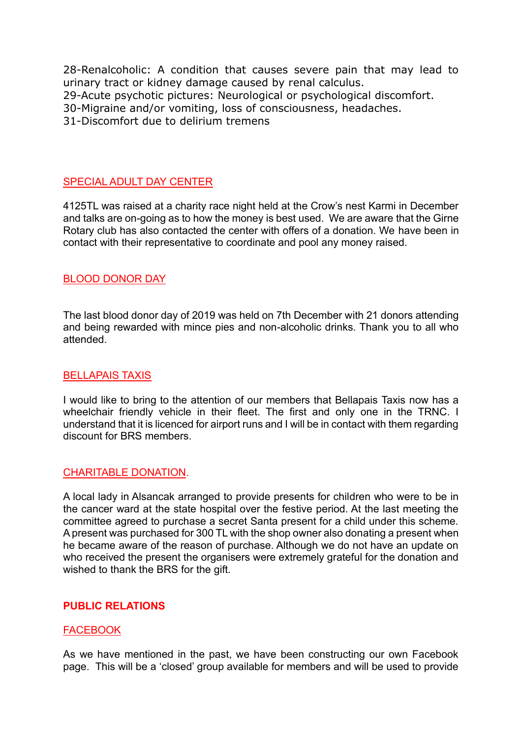28-Renalcoholic: A condition that causes severe pain that may lead to urinary tract or kidney damage caused by renal calculus.
29-Acute psychotic pictures: Neurological or psychological discomfort.
30-Migraine and/or vomiting, loss of consciousness, headaches.
31-Discomfort due to delirium tremens

### SPECIAL ADULT DAY CENTER

4125TL was raised at a charity race night held at the Crow's nest Karmi in December and talks are on-going as to how the money is best used. We are aware that the Girne Rotary club has also contacted the center with offers of a donation. We have been in contact with their representative to coordinate and pool any money raised.

### BLOOD DONOR DAY

The last blood donor day of 2019 was held on 7th December with 21 donors attending and being rewarded with mince pies and non-alcoholic drinks. Thank you to all who attended.

### BELLAPAIS TAXIS

I would like to bring to the attention of our members that Bellapais Taxis now has a wheelchair friendly vehicle in their fleet. The first and only one in the TRNC. I understand that it is licenced for airport runs and I will be in contact with them regarding discount for BRS members.

### CHARITABLE DONATION.

A local lady in Alsancak arranged to provide presents for children who were to be in the cancer ward at the state hospital over the festive period. At the last meeting the committee agreed to purchase a secret Santa present for a child under this scheme. A present was purchased for 300 TL with the shop owner also donating a present when he became aware of the reason of purchase. Although we do not have an update on who received the present the organisers were extremely grateful for the donation and wished to thank the BRS for the gift.

## PUBLIC RELATIONS

### FACEBOOK

As we have mentioned in the past, we have been constructing our own Facebook page. This will be a 'closed' group available for members and will be used to provide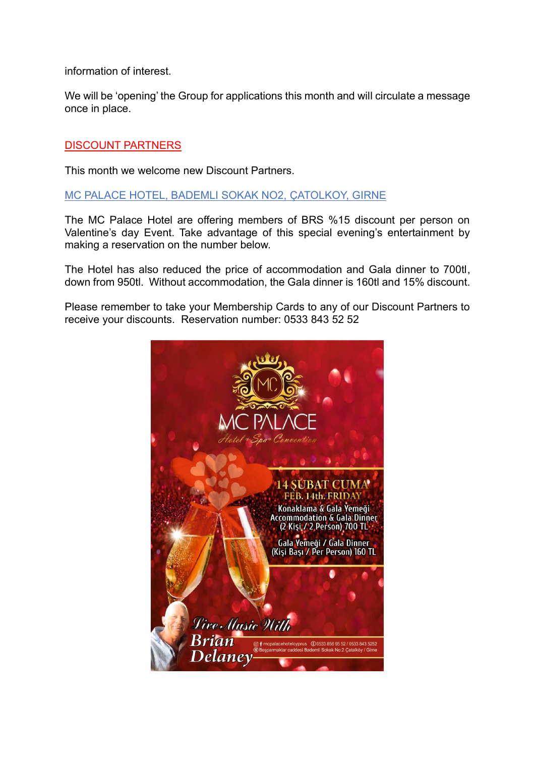information of interest.

We will be 'opening' the Group for applications this month and will circulate a message once in place.

## DISCOUNT PARTNERS

This month we welcome new Discount Partners.

### MC PALACE HOTEL, BADEMLI SOKAK NO2, ÇATOLKOY, GIRNE

The MC Palace Hotel are offering members of BRS %15 discount per person on Valentine's day Event. Take advantage of this special evening's entertainment by making a reservation on the number below.

The Hotel has also reduced the price of accommodation and Gala dinner to 700tl, down from 950tl. Without accommodation, the Gala dinner is 160tl and 15% discount.

Please remember to take your Membership Cards to any of our Discount Partners to receive your discounts. Reservation number: 0533 843 52 52

MC PALACE
Hotel + Spa + Convention

14 ŞUBAT CUMA
FEB. 14th. FRIDAY

Konaklama & Gala Yemeği
Accommodation & Gala Dinner
(2 Kişi / 2 Person) 700 TL

Gala Yemeği / Gala Dinner
(Kişi Başı / Per Person) 160 TL

Live Music With
Brian Delaney

mcpalacehotelcyprus 0533 856 95 52 / 0533 843 5252
Beşparmaklar caddesi Bademli Sokak No:2 Çatalköy / Girne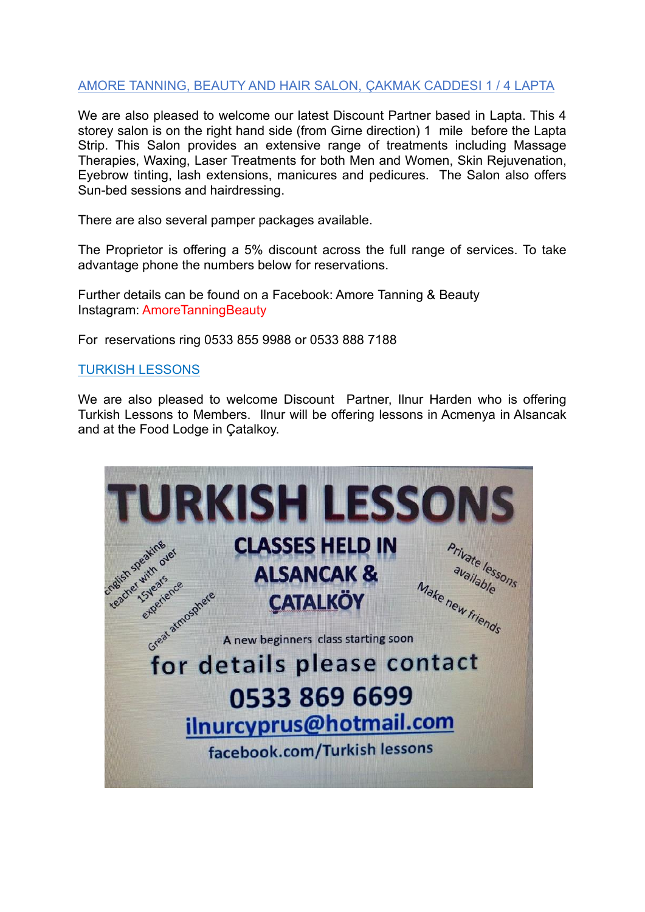## AMORE TANNING, BEAUTY AND HAIR SALON, ÇAKMAK CADDESI 1 / 4 LAPTA

We are also pleased to welcome our latest Discount Partner based in Lapta. This 4 storey salon is on the right hand side (from Girne direction) 1 mile before the Lapta Strip. This Salon provides an extensive range of treatments including Massage Therapies, Waxing, Laser Treatments for both Men and Women, Skin Rejuvenation, Eyebrow tinting, lash extensions, manicures and pedicures. The Salon also offers Sun-bed sessions and hairdressing.

There are also several pamper packages available.

The Proprietor is offering a 5% discount across the full range of services. To take advantage phone the numbers below for reservations.

Further details can be found on a Facebook: Amore Tanning & Beauty
Instagram: AmoreTanningBeauty

For reservations ring 0533 855 9988 or 0533 888 7188

## TURKISH LESSONS

We are also pleased to welcome Discount Partner, Ilnur Harden who is offering Turkish Lessons to Members. Ilnur will be offering lessons in Acmenya in Alsancak and at the Food Lodge in Çatalkoy.

# TURKISH LESSONS

**CLASSES HELD IN ALSANCAK & ÇATALKÖY**

English speaking teacher with over 15years experience

Great atmosphere

Private lessons available

Make new friends

A new beginners class starting soon

for details please contact

**0533 869 6699**

ilnurcyprus@hotmail.com

facebook.com/Turkish lessons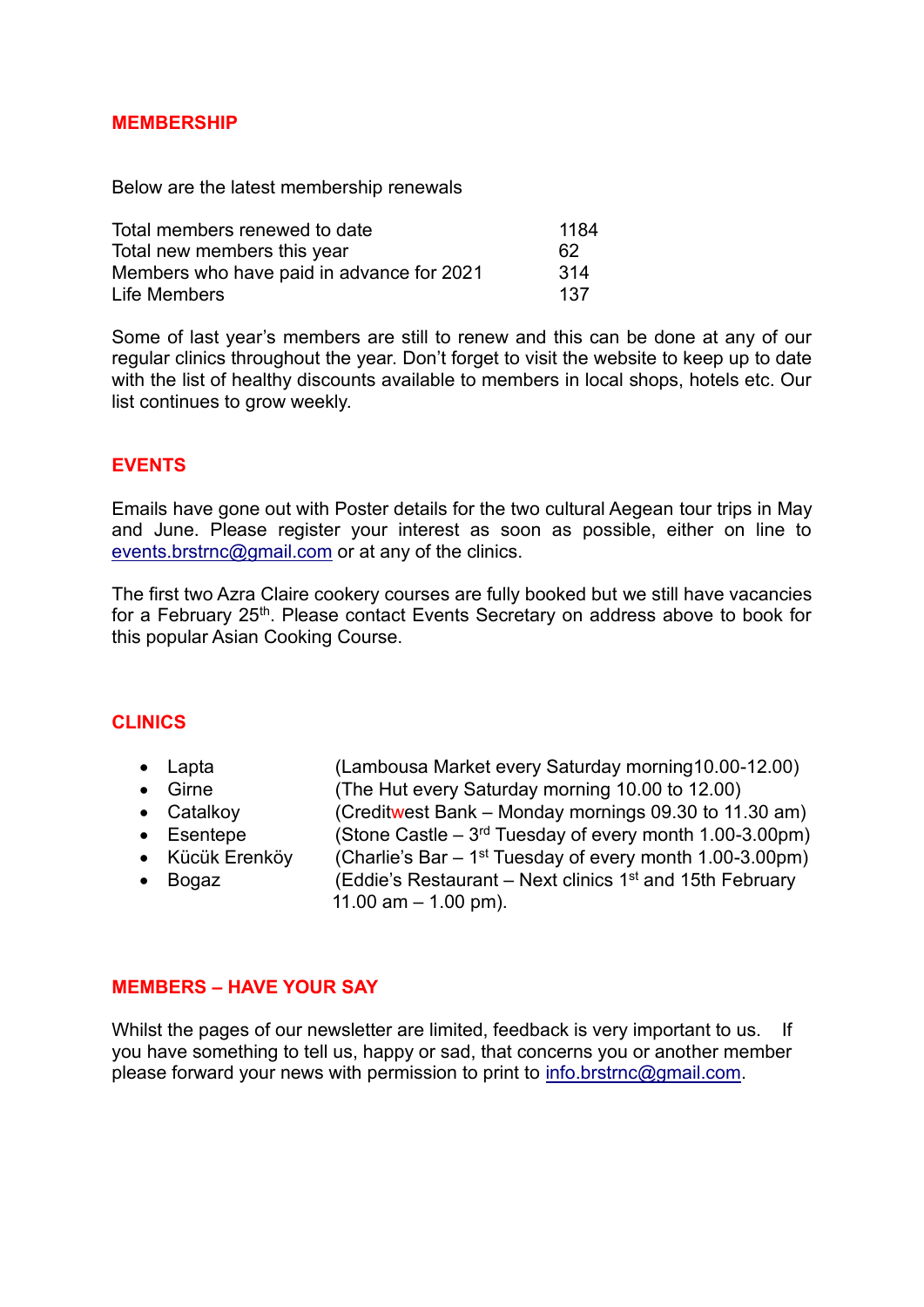## MEMBERSHIP

Below are the latest membership renewals

| | |
|---|---|
| Total members renewed to date | 1184 |
| Total new members this year | 62 |
| Members who have paid in advance for 2021 | 314 |
| Life Members | 137 |

Some of last year's members are still to renew and this can be done at any of our regular clinics throughout the year. Don't forget to visit the website to keep up to date with the list of healthy discounts available to members in local shops, hotels etc. Our list continues to grow weekly.

## EVENTS

Emails have gone out with Poster details for the two cultural Aegean tour trips in May and June. Please register your interest as soon as possible, either on line to events.brstrnc@gmail.com or at any of the clinics.

The first two Azra Claire cookery courses are fully booked but we still have vacancies for a February 25th. Please contact Events Secretary on address above to book for this popular Asian Cooking Course.

## CLINICS

- Lapta (Lambousa Market every Saturday morning10.00-12.00)
- Girne (The Hut every Saturday morning 10.00 to 12.00)
- Catalkoy (Creditwest Bank – Monday mornings 09.30 to 11.30 am)
- Esentepe (Stone Castle – 3rd Tuesday of every month 1.00-3.00pm)
- Kücük Erenköy (Charlie's Bar – 1st Tuesday of every month 1.00-3.00pm)
- Bogaz (Eddie's Restaurant – Next clinics 1st and 15th February 11.00 am – 1.00 pm).

## MEMBERS – HAVE YOUR SAY

Whilst the pages of our newsletter are limited, feedback is very important to us. If you have something to tell us, happy or sad, that concerns you or another member please forward your news with permission to print to info.brstrnc@gmail.com.